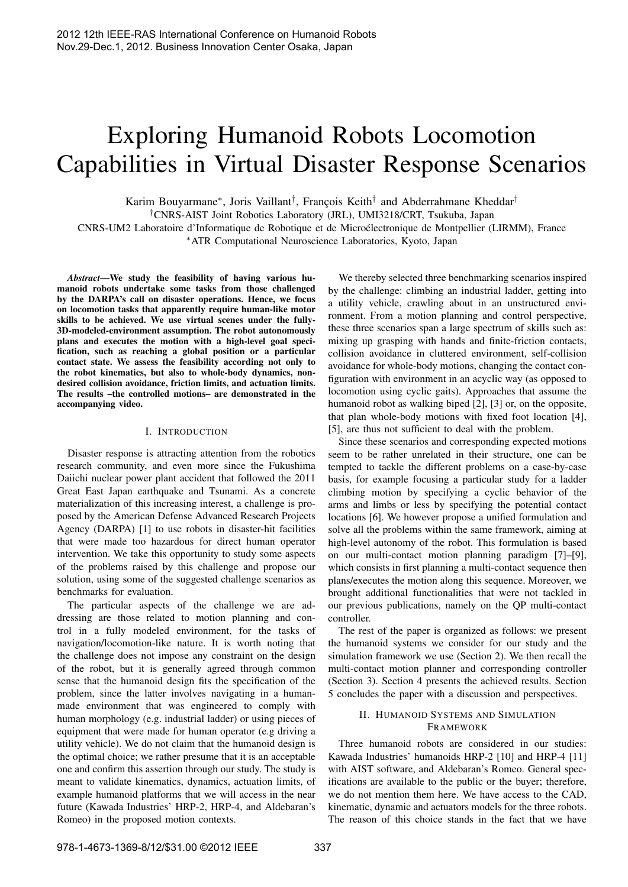# Exploring Humanoid Robots Locomotion Capabilities in Virtual Disaster Response Scenarios

Karim Bouyarmane*, Joris Vaillant†, François Keith† and Abderrahmane Kheddar†

†CNRS-AIST Joint Robotics Laboratory (JRL), UMI3218/CRT, Tsukuba, Japan

CNRS-UM2 Laboratoire d'Informatique de Robotique et de Microélectronique de Montpellier (LIRMM), France

*ATR Computational Neuroscience Laboratories, Kyoto, Japan

***Abstract*—We study the feasibility of having various humanoid robots undertake some tasks from those challenged by the DARPA's call on disaster operations. Hence, we focus on locomotion tasks that apparently require human-like motor skills to be achieved. We use virtual scenes under the fully-3D-modeled-environment assumption. The robot autonomously plans and executes the motion with a high-level goal specification, such as reaching a global position or a particular contact state. We assess the feasibility according not only to the robot kinematics, but also to whole-body dynamics, non-desired collision avoidance, friction limits, and actuation limits. The results –the controlled motions– are demonstrated in the accompanying video.**

## I. Introduction

Disaster response is attracting attention from the robotics research community, and even more since the Fukushima Daiichi nuclear power plant accident that followed the 2011 Great East Japan earthquake and Tsunami. As a concrete materialization of this increasing interest, a challenge is proposed by the American Defense Advanced Research Projects Agency (DARPA) [1] to use robots in disaster-hit facilities that were made too hazardous for direct human operator intervention. We take this opportunity to study some aspects of the problems raised by this challenge and propose our solution, using some of the suggested challenge scenarios as benchmarks for evaluation.

The particular aspects of the challenge we are addressing are those related to motion planning and control in a fully modeled environment, for the tasks of navigation/locomotion-like nature. It is worth noting that the challenge does not impose any constraint on the design of the robot, but it is generally agreed through common sense that the humanoid design fits the specification of the problem, since the latter involves navigating in a human-made environment that was engineered to comply with human morphology (e.g. industrial ladder) or using pieces of equipment that were made for human operator (e.g driving a utility vehicle). We do not claim that the humanoid design is the optimal choice; we rather presume that it is an acceptable one and confirm this assertion through our study. The study is meant to validate kinematics, dynamics, actuation limits, of example humanoid platforms that we will access in the near future (Kawada Industries' HRP-2, HRP-4, and Aldebaran's Romeo) in the proposed motion contexts.

We thereby selected three benchmarking scenarios inspired by the challenge: climbing an industrial ladder, getting into a utility vehicle, crawling about in an unstructured environment. From a motion planning and control perspective, these three scenarios span a large spectrum of skills such as: mixing up grasping with hands and finite-friction contacts, collision avoidance in cluttered environment, self-collision avoidance for whole-body motions, changing the contact configuration with environment in an acyclic way (as opposed to locomotion using cyclic gaits). Approaches that assume the humanoid robot as walking biped [2], [3] or, on the opposite, that plan whole-body motions with fixed foot location [4], [5], are thus not sufficient to deal with the problem.

Since these scenarios and corresponding expected motions seem to be rather unrelated in their structure, one can be tempted to tackle the different problems on a case-by-case basis, for example focusing a particular study for a ladder climbing motion by specifying a cyclic behavior of the arms and limbs or less by specifying the potential contact locations [6]. We however propose a unified formulation and solve all the problems within the same framework, aiming at high-level autonomy of the robot. This formulation is based on our multi-contact motion planning paradigm [7]–[9], which consists in first planning a multi-contact sequence then plans/executes the motion along this sequence. Moreover, we brought additional functionalities that were not tackled in our previous publications, namely on the QP multi-contact controller.

The rest of the paper is organized as follows: we present the humanoid systems we consider for our study and the simulation framework we use (Section 2). We then recall the multi-contact motion planner and corresponding controller (Section 3). Section 4 presents the achieved results. Section 5 concludes the paper with a discussion and perspectives.

## II. Humanoid Systems and Simulation Framework

Three humanoid robots are considered in our studies: Kawada Industries' humanoids HRP-2 [10] and HRP-4 [11] with AIST software, and Aldebaran's Romeo. General specifications are available to the public or the buyer; therefore, we do not mention them here. We have access to the CAD, kinematic, dynamic and actuators models for the three robots. The reason of this choice stands in the fact that we have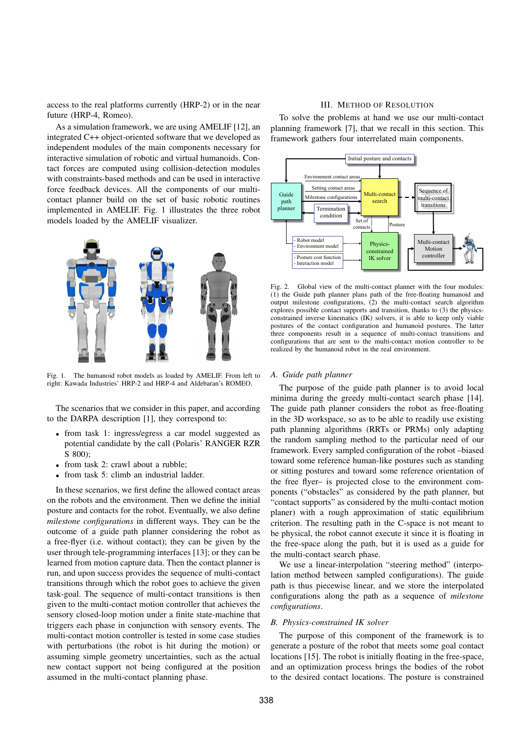access to the real platforms currently (HRP-2) or in the near future (HRP-4, Romeo).

As a simulation framework, we are using AMELIF [12], an integrated C++ object-oriented software that we developed as independent modules of the main components necessary for interactive simulation of robotic and virtual humanoids. Contact forces are computed using collision-detection modules with constraints-based methods and can be used in interactive force feedback devices. All the components of our multi-contact planner build on the set of basic robotic routines implemented in AMELIF. Fig. 1 illustrates the three robot models loaded by the AMELIF visualizer.

Fig. 1. The humanoid robot models as loaded by AMELIF. From left to right: Kawada Industries' HRP-2 and HRP-4 and Aldebaran's ROMEO.

The scenarios that we consider in this paper, and according to the DARPA description [1], they correspond to:

- from task 1: ingress/egress a car model suggested as potential candidate by the call (Polaris' RANGER RZR S 800);
- from task 2: crawl about a rubble;
- from task 5: climb an industrial ladder.

In these scenarios, we first define the allowed contact areas on the robots and the environment. Then we define the initial posture and contacts for the robot. Eventually, we also define *milestone configurations* in different ways. They can be the outcome of a guide path planner considering the robot as a free-flyer (i.e. without contact); they can be given by the user through tele-programming interfaces [13]; or they can be learned from motion capture data. Then the contact planner is run, and upon success provides the sequence of multi-contact transitions through which the robot goes to achieve the given task-goal. The sequence of multi-contact transitions is then given to the multi-contact motion controller that achieves the sensory closed-loop motion under a finite state-machine that triggers each phase in conjunction with sensory events. The multi-contact motion controller is tested in some case studies with perturbations (the robot is hit during the motion) or assuming simple geometry uncertainties, such as the actual new contact support not being configured at the position assumed in the multi-contact planning phase.

## III. Method of Resolution

To solve the problems at hand we use our multi-contact planning framework [7], that we recall in this section. This framework gathers four interrelated main components.

Fig. 2. Global view of the multi-contact planner with the four modules: (1) the Guide path planner plans path of the free-floating humanoid and output milestone configurations, (2) the multi-contact search algorithm explores possible contact supports and transition, thanks to (3) the physics-constrained inverse kinematics (IK) solvers, it is able to keep only viable postures of the contact configuration and humanoid postures. The latter three components result in a sequence of multi-contact transitions and configurations that are sent to the multi-contact motion controller to be realized by the humanoid robot in the real environment.

### A. Guide path planner

The purpose of the guide path planner is to avoid local minima during the greedy multi-contact search phase [14]. The guide path planner considers the robot as free-floating in the 3D workspace, so as to be able to readily use existing path planning algorithms (RRTs or PRMs) only adapting the random sampling method to the particular need of our framework. Every sampled configuration of the robot –biased toward some reference human-like postures such as standing or sitting postures and toward some reference orientation of the free flyer– is projected close to the environment components ("obstacles" as considered by the path planner, but "contact supports" as considered by the multi-contact motion planer) with a rough approximation of static equilibrium criterion. The resulting path in the C-space is not meant to be physical, the robot cannot execute it since it is floating in the free-space along the path, but it is used as a guide for the multi-contact search phase.

We use a linear-interpolation "steering method" (interpolation method between sampled configurations). The guide path is thus piecewise linear, and we store the interpolated configurations along the path as a sequence of *milestone configurations*.

### B. Physics-constrained IK solver

The purpose of this component of the framework is to generate a posture of the robot that meets some goal contact locations [15]. The robot is initially floating in the free-space, and an optimization process brings the bodies of the robot to the desired contact locations. The posture is constrained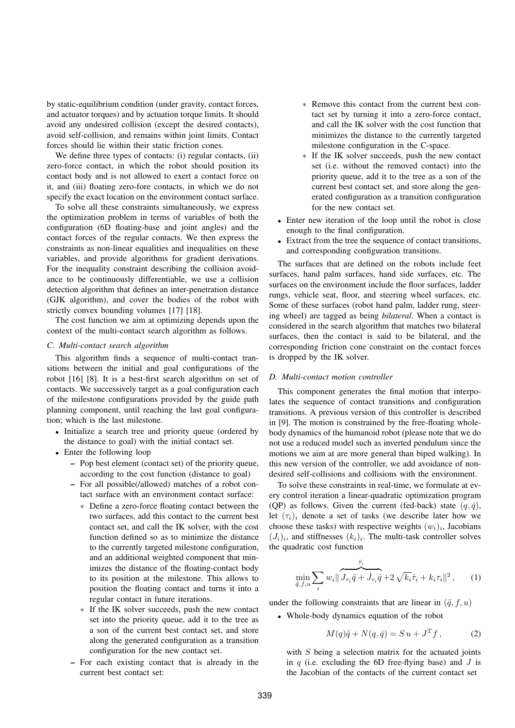by static-equilibrium condition (under gravity, contact forces, and actuator torques) and by actuation torque limits. It should avoid any undesired collision (except the desired contacts), avoid self-collision, and remains within joint limits. Contact forces should lie within their static friction cones.

We define three types of contacts: (i) regular contacts, (ii) zero-force contact, in which the robot should position its contact body and is not allowed to exert a contact force on it, and (iii) floating zero-fore contacts, in which we do not specify the exact location on the environment contact surface.

To solve all these constraints simultaneously, we express the optimization problem in terms of variables of both the configuration (6D floating-base and joint angles) and the contact forces of the regular contacts. We then express the constraints as non-linear equalities and inequalities on these variables, and provide algorithms for gradient derivations. For the inequality constraint describing the collision avoidance to be continuously differentiable, we use a collision detection algorithm that defines an inter-penetration distance (GJK algorithm), and cover the bodies of the robot with strictly convex bounding volumes [17] [18].

The cost function we aim at optimizing depends upon the context of the multi-contact search algorithm as follows.

### C. Multi-contact search algorithm

This algorithm finds a sequence of multi-contact transitions between the initial and goal configurations of the robot [16] [8]. It is a best-first search algorithm on set of contacts. We successively target as a goal configuration each of the milestone configurations provided by the guide path planning component, until reaching the last goal configuration; which is the last milestone.

- Initialize a search tree and priority queue (ordered by the distance to goal) with the initial contact set.
- Enter the following loop
  - Pop best element (contact set) of the priority queue, according to the cost function (distance to goal)
  - For all possible(/allowed) matches of a robot contact surface with an environment contact surface:
    - Define a zero-force floating contact between the two surfaces, add this contact to the current best contact set, and call the IK solver, with the cost function defined so as to minimize the distance to the currently targeted milestone configuration, and an additional weighted component that minimizes the distance of the floating-contact body to its position at the milestone. This allows to position the floating contact and turns it into a regular contact in future iterations.
    - If the IK solver succeeds, push the new contact set into the priority queue, add it to the tree as a son of the current best contact set, and store along the generated configuration as a transition configuration for the new contact set.
  - For each existing contact that is already in the current best contact set:
    - Remove this contact from the current best contact set by turning it into a zero-force contact, and call the IK solver with the cost function that minimizes the distance to the currently targeted milestone configuration in the C-space.
    - If the IK solver succeeds, push the new contact set into the priority queue, add it to the tree as a son of the current best contact set, and store along the generated configuration as a transition configuration for the new contact set.
- Enter new iteration of the loop until the robot is close enough to the final configuration.
- Extract from the tree the sequence of contact transitions, and corresponding configuration transitions.

The surfaces that are defined on the robots include feet surfaces, hand palm surfaces, hand side surfaces, etc. The surfaces on the environment include the floor surfaces, ladder rungs, vehicle seat, floor, and steering wheel surfaces, etc. Some of these surfaces (robot hand palm, ladder rung, steering wheel) are tagged as being *bilateral*. When a contact is considered in the search algorithm that matches two bilateral surfaces, then the contact is said to be bilateral, and the corresponding friction cone constraint on the contact forces is dropped by the IK solver.

### D. Multi-contact motion controller

This component generates the final motion that interpolates the sequence of contact transitions and configuration transitions. A previous version of this controller is described in [9]. The motion is constrained by the free-floating whole-body dynamics of the humanoid robot (please note that we do not use a reduced model such as inverted pendulum since the motions we aim at are more general than biped walking). In this new version of the controller, we add avoidance of non-desired self-collisions and collisions with the environment.

To solve these constraints in real-time, we formulate at every control iteration a linear-quadratic optimization program (QP) as follows. Given the current (fed-back) state $(q, \dot{q})$, let $(\tau_i)_i$ denote a set of tasks (we describe later how we choose these tasks) with respective weights $(w_i)_i$, Jacobians $(J_i)_i$, and stiffnesses $(k_i)_i$. The multi-task controller solves the quadratic cost function

$$\min_{\ddot{q}, f, u} \sum_i w_i \| \overbrace{J_{\tau_i}\ddot{q} + \dot{J}_{\tau_i}\dot{q}}^{\ddot{\tau}_i} + 2\sqrt{k_i}\dot{\tau}_i + k_i \tau_i \|^2 \,, \qquad (1)$$

under the following constraints that are linear in $(\ddot{q}, f, u)$

- Whole-body dynamics equation of the robot

$$M(q)\ddot{q} + N(q, \dot{q}) = S\, u + J^T f \,, \qquad (2)$$

with $S$ being a selection matrix for the actuated joints in $q$ (i.e. excluding the 6D free-flying base) and $J$ is the Jacobian of the contacts of the current contact set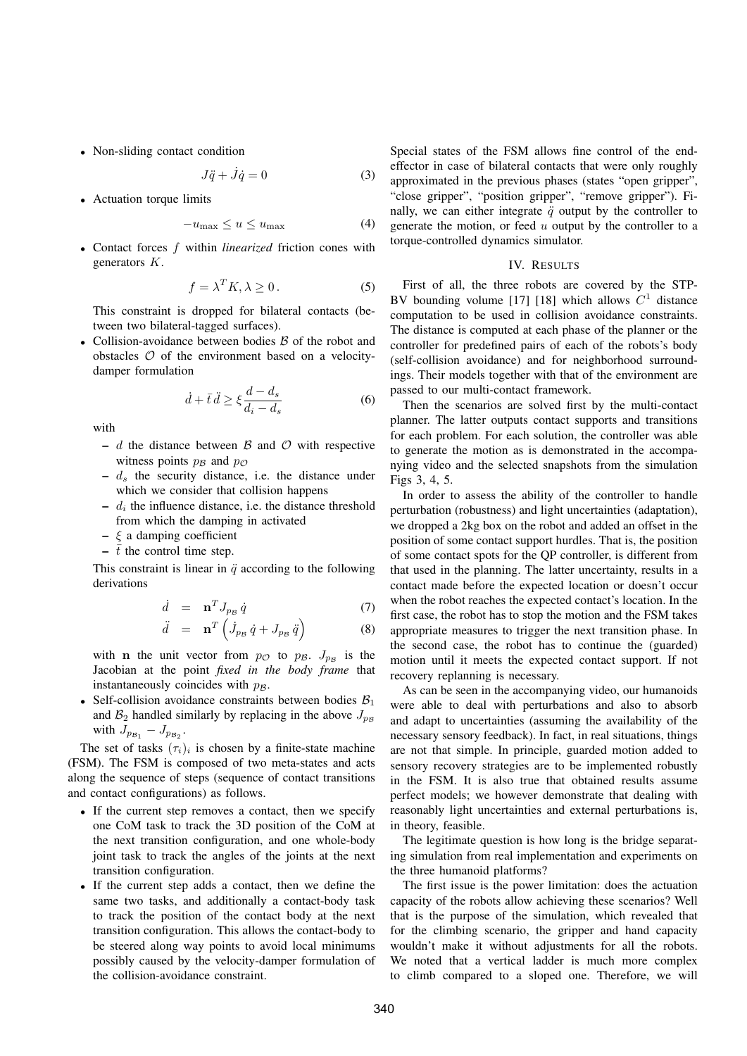- Non-sliding contact condition

$$J\ddot{q} + \dot{J}\dot{q} = 0 \tag{3}$$

- Actuation torque limits

$$-u_{\max} \leq u \leq u_{\max} \tag{4}$$

- Contact forces $f$ within *linearized* friction cones with generators $K$.

$$f = \lambda^T K, \lambda \geq 0\,. \tag{5}$$

  This constraint is dropped for bilateral contacts (between two bilateral-tagged surfaces).

- Collision-avoidance between bodies $\mathcal{B}$ of the robot and obstacles $\mathcal{O}$ of the environment based on a velocity-damper formulation

$$\dot{d} + \bar{t}\,\ddot{d} \geq \xi \frac{d - d_s}{d_i - d_s} \tag{6}$$

  with

  - $d$ the distance between $\mathcal{B}$ and $\mathcal{O}$ with respective witness points $p_{\mathcal{B}}$ and $p_{\mathcal{O}}$
  - $d_s$ the security distance, i.e. the distance under which we consider that collision happens
  - $d_i$ the influence distance, i.e. the distance threshold from which the damping in activated
  - $\xi$ a damping coefficient
  - $\bar{t}$ the control time step.

  This constraint is linear in $\ddot{q}$ according to the following derivations

$$\dot{d} = \mathbf{n}^T J_{p_{\mathcal{B}}}\,\dot{q} \tag{7}$$

$$\ddot{d} = \mathbf{n}^T \left(\dot{J}_{p_{\mathcal{B}}}\,\dot{q} + J_{p_{\mathcal{B}}}\,\ddot{q}\right) \tag{8}$$

  with $\mathbf{n}$ the unit vector from $p_{\mathcal{O}}$ to $p_{\mathcal{B}}$. $J_{p_{\mathcal{B}}}$ is the Jacobian at the point *fixed in the body frame* that instantaneously coincides with $p_{\mathcal{B}}$.

- Self-collision avoidance constraints between bodies $\mathcal{B}_1$ and $\mathcal{B}_2$ handled similarly by replacing in the above $J_{p_{\mathcal{B}}}$ with $J_{p_{\mathcal{B}_1}} - J_{p_{\mathcal{B}_2}}$.

The set of tasks $(\tau_i)_i$ is chosen by a finite-state machine (FSM). The FSM is composed of two meta-states and acts along the sequence of steps (sequence of contact transitions and contact configurations) as follows.

- If the current step removes a contact, then we specify one CoM task to track the 3D position of the CoM at the next transition configuration, and one whole-body joint task to track the angles of the joints at the next transition configuration.
- If the current step adds a contact, then we define the same two tasks, and additionally a contact-body task to track the position of the contact body at the next transition configuration. This allows the contact-body to be steered along way points to avoid local minimums possibly caused by the velocity-damper formulation of the collision-avoidance constraint.

Special states of the FSM allows fine control of the end-effector in case of bilateral contacts that were only roughly approximated in the previous phases (states "open gripper", "close gripper", "position gripper", "remove gripper"). Finally, we can either integrate $\ddot{q}$ output by the controller to generate the motion, or feed $u$ output by the controller to a torque-controlled dynamics simulator.

## IV. Results

First of all, the three robots are covered by the STP-BV bounding volume [17] [18] which allows $C^1$ distance computation to be used in collision avoidance constraints. The distance is computed at each phase of the planner or the controller for predefined pairs of each of the robots's body (self-collision avoidance) and for neighborhood surroundings. Their models together with that of the environment are passed to our multi-contact framework.

Then the scenarios are solved first by the multi-contact planner. The latter outputs contact supports and transitions for each problem. For each solution, the controller was able to generate the motion as is demonstrated in the accompanying video and the selected snapshots from the simulation Figs 3, 4, 5.

In order to assess the ability of the controller to handle perturbation (robustness) and light uncertainties (adaptation), we dropped a 2kg box on the robot and added an offset in the position of some contact support hurdles. That is, the position of some contact spots for the QP controller, is different from that used in the planning. The latter uncertainty, results in a contact made before the expected location or doesn't occur when the robot reaches the expected contact's location. In the first case, the robot has to stop the motion and the FSM takes appropriate measures to trigger the next transition phase. In the second case, the robot has to continue the (guarded) motion until it meets the expected contact support. If not recovery replanning is necessary.

As can be seen in the accompanying video, our humanoids were able to deal with perturbations and also to absorb and adapt to uncertainties (assuming the availability of the necessary sensory feedback). In fact, in real situations, things are not that simple. In principle, guarded motion added to sensory recovery strategies are to be implemented robustly in the FSM. It is also true that obtained results assume perfect models; we however demonstrate that dealing with reasonably light uncertainties and external perturbations is, in theory, feasible.

The legitimate question is how long is the bridge separating simulation from real implementation and experiments on the three humanoid platforms?

The first issue is the power limitation: does the actuation capacity of the robots allow achieving these scenarios? Well that is the purpose of the simulation, which revealed that for the climbing scenario, the gripper and hand capacity wouldn't make it without adjustments for all the robots. We noted that a vertical ladder is much more complex to climb compared to a sloped one. Therefore, we will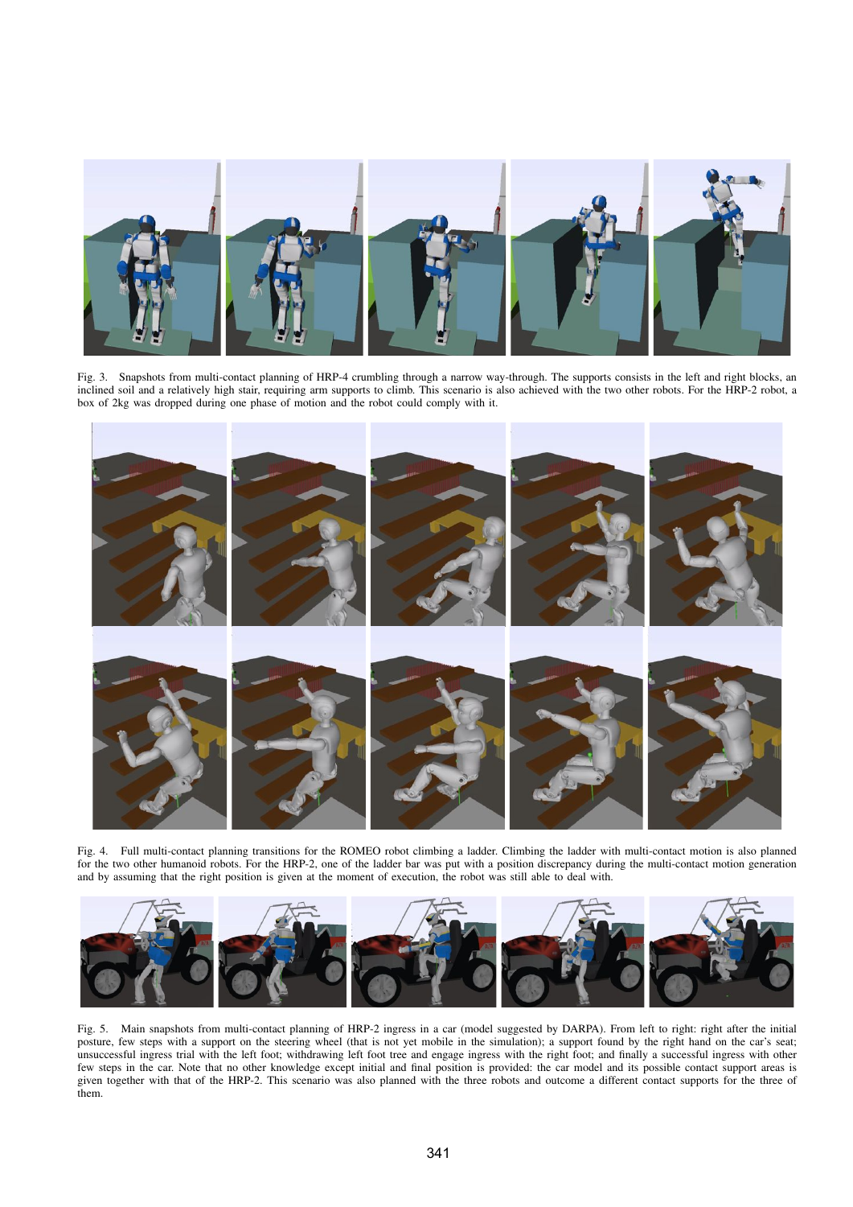Fig. 3. Snapshots from multi-contact planning of HRP-4 crumbling through a narrow way-through. The supports consists in the left and right blocks, an inclined soil and a relatively high stair, requiring arm supports to climb. This scenario is also achieved with the two other robots. For the HRP-2 robot, a box of 2kg was dropped during one phase of motion and the robot could comply with it.

Fig. 4. Full multi-contact planning transitions for the ROMEO robot climbing a ladder. Climbing the ladder with multi-contact motion is also planned for the two other humanoid robots. For the HRP-2, one of the ladder bar was put with a position discrepancy during the multi-contact motion generation and by assuming that the right position is given at the moment of execution, the robot was still able to deal with.

Fig. 5. Main snapshots from multi-contact planning of HRP-2 ingress in a car (model suggested by DARPA). From left to right: right after the initial posture, few steps with a support on the steering wheel (that is not yet mobile in the simulation); a support found by the right hand on the car's seat; unsuccessful ingress trial with the left foot; withdrawing left foot tree and engage ingress with the right foot; and finally a successful ingress with other few steps in the car. Note that no other knowledge except initial and final position is provided: the car model and its possible contact support areas is given together with that of the HRP-2. This scenario was also planned with the three robots and outcome a different contact supports for the three of them.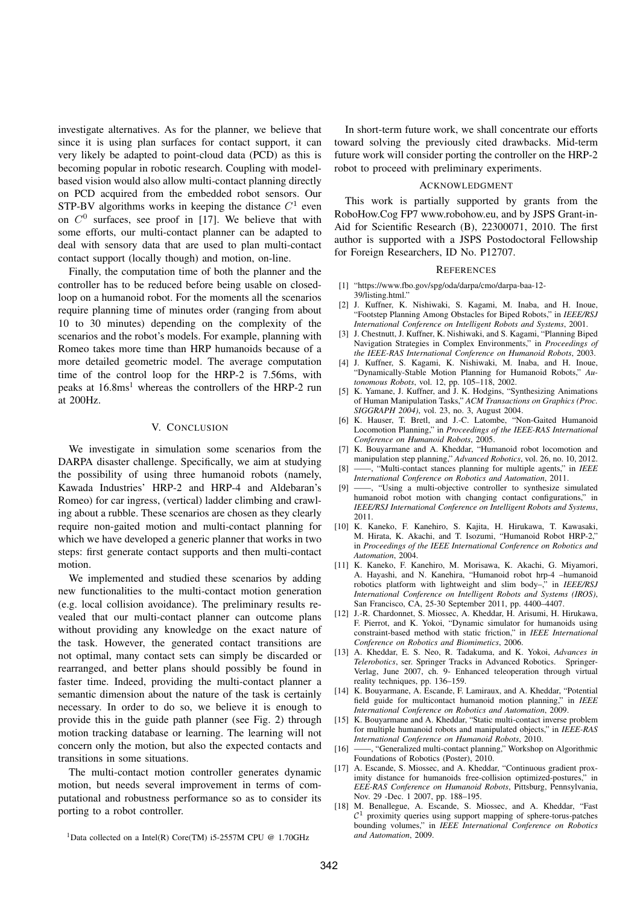investigate alternatives. As for the planner, we believe that since it is using plan surfaces for contact support, it can very likely be adapted to point-cloud data (PCD) as this is becoming popular in robotic research. Coupling with model-based vision would also allow multi-contact planning directly on PCD acquired from the embedded robot sensors. Our STP-BV algorithms works in keeping the distance $C^1$ even on $C^0$ surfaces, see proof in [17]. We believe that with some efforts, our multi-contact planner can be adapted to deal with sensory data that are used to plan multi-contact contact support (locally though) and motion, on-line.

Finally, the computation time of both the planner and the controller has to be reduced before being usable on closed-loop on a humanoid robot. For the moments all the scenarios require planning time of minutes order (ranging from about 10 to 30 minutes) depending on the complexity of the scenarios and the robot's models. For example, planning with Romeo takes more time than HRP humanoids because of a more detailed geometric model. The average computation time of the control loop for the HRP-2 is 7.56ms, with peaks at 16.8ms[1] whereas the controllers of the HRP-2 run at 200Hz.

## V. Conclusion

We investigate in simulation some scenarios from the DARPA disaster challenge. Specifically, we aim at studying the possibility of using three humanoid robots (namely, Kawada Industries' HRP-2 and HRP-4 and Aldebaran's Romeo) for car ingress, (vertical) ladder climbing and crawling about a rubble. These scenarios are chosen as they clearly require non-gaited motion and multi-contact planning for which we have developed a generic planner that works in two steps: first generate contact supports and then multi-contact motion.

We implemented and studied these scenarios by adding new functionalities to the multi-contact motion generation (e.g. local collision avoidance). The preliminary results revealed that our multi-contact planner can outcome plans without providing any knowledge on the exact nature of the task. However, the generated contact transitions are not optimal, many contact sets can simply be discarded or rearranged, and better plans should possibly be found in faster time. Indeed, providing the multi-contact planner a semantic dimension about the nature of the task is certainly necessary. In order to do so, we believe it is enough to provide this in the guide path planner (see Fig. 2) through motion tracking database or learning. The learning will not concern only the motion, but also the expected contacts and transitions in some situations.

The multi-contact motion controller generates dynamic motion, but needs several improvement in terms of computational and robustness performance so as to consider its porting to a robot controller.

[1]Data collected on a Intel(R) Core(TM) i5-2557M CPU @ 1.70GHz

In short-term future work, we shall concentrate our efforts toward solving the previously cited drawbacks. Mid-term future work will consider porting the controller on the HRP-2 robot to proceed with preliminary experiments.

## Acknowledgment

This work is partially supported by grants from the RoboHow.Cog FP7 www.robohow.eu, and by JSPS Grant-in-Aid for Scientific Research (B), 22300071, 2010. The first author is supported with a JSPS Postodoctoral Fellowship for Foreign Researchers, ID No. P12707.

## References

[1] "https://www.fbo.gov/spg/oda/darpa/cmo/darpa-baa-12-39/listing.html."

[2] J. Kuffner, K. Nishiwaki, S. Kagami, M. Inaba, and H. Inoue, "Footstep Planning Among Obstacles for Biped Robots," in *IEEE/RSJ International Conference on Intelligent Robots and Systems*, 2001.

[3] J. Chestnutt, J. Kuffner, K. Nishiwaki, and S. Kagami, "Planning Biped Navigation Strategies in Complex Environments," in *Proceedings of the IEEE-RAS International Conference on Humanoid Robots*, 2003.

[4] J. Kuffner, S. Kagami, K. Nishiwaki, M. Inaba, and H. Inoue, "Dynamically-Stable Motion Planning for Humanoid Robots," *Autonomous Robots*, vol. 12, pp. 105–118, 2002.

[5] K. Yamane, J. Kuffner, and J. K. Hodgins, "Synthesizing Animations of Human Manipulation Tasks," *ACM Transactions on Graphics (Proc. SIGGRAPH 2004)*, vol. 23, no. 3, August 2004.

[6] K. Hauser, T. Bretl, and J.-C. Latombe, "Non-Gaited Humanoid Locomotion Planning," in *Proceedings of the IEEE-RAS International Conference on Humanoid Robots*, 2005.

[7] K. Bouyarmane and A. Kheddar, "Humanoid robot locomotion and manipulation step planning," *Advanced Robotics*, vol. 26, no. 10, 2012.

[8] ——, "Multi-contact stances planning for multiple agents," in *IEEE International Conference on Robotics and Automation*, 2011.

[9] ——, "Using a multi-objective controller to synthesize simulated humanoid robot motion with changing contact configurations," in *IEEE/RSJ International Conference on Intelligent Robots and Systems*, 2011.

[10] K. Kaneko, F. Kanehiro, S. Kajita, H. Hirukawa, T. Kawasaki, M. Hirata, K. Akachi, and T. Isozumi, "Humanoid Robot HRP-2," in *Proceedings of the IEEE International Conference on Robotics and Automation*, 2004.

[11] K. Kaneko, F. Kanehiro, M. Morisawa, K. Akachi, G. Miyamori, A. Hayashi, and N. Kanehira, "Humanoid robot hrp-4 –humanoid robotics platform with lightweight and slim body–," in *IEEE/RSJ International Conference on Intelligent Robots and Systems (IROS)*, San Francisco, CA, 25-30 September 2011, pp. 4400–4407.

[12] J.-R. Chardonnet, S. Miossec, A. Kheddar, H. Arisumi, H. Hirukawa, F. Pierrot, and K. Yokoi, "Dynamic simulator for humanoids using constraint-based method with static friction," in *IEEE International Conference on Robotics and Biomimetics*, 2006.

[13] A. Kheddar, E. S. Neo, R. Tadakuma, and K. Yokoi, *Advances in Telerobotics*, ser. Springer Tracks in Advanced Robotics. Springer-Verlag, June 2007, ch. 9- Enhanced teleoperation through virtual reality techniques, pp. 136–159.

[14] K. Bouyarmane, A. Escande, F. Lamiraux, and A. Kheddar, "Potential field guide for multicontact humanoid motion planning," in *IEEE International Conference on Robotics and Automation*, 2009.

[15] K. Bouyarmane and A. Kheddar, "Static multi-contact inverse problem for multiple humanoid robots and manipulated objects," in *IEEE-RAS International Conference on Humanoid Robots*, 2010.

[16] ——, "Generalized multi-contact planning," Workshop on Algorithmic Foundations of Robotics (Poster), 2010.

[17] A. Escande, S. Miossec, and A. Kheddar, "Continuous gradient proximity distance for humanoids free-collision optimized-postures," in *EEE-RAS Conference on Humanoid Robots*, Pittsburg, Pennsylvania, Nov. 29 -Dec. 1 2007, pp. 188–195.

[18] M. Benallegue, A. Escande, S. Miossec, and A. Kheddar, "Fast $\mathcal{C}^1$ proximity queries using support mapping of sphere-torus-patches bounding volumes," in *IEEE International Conference on Robotics and Automation*, 2009.